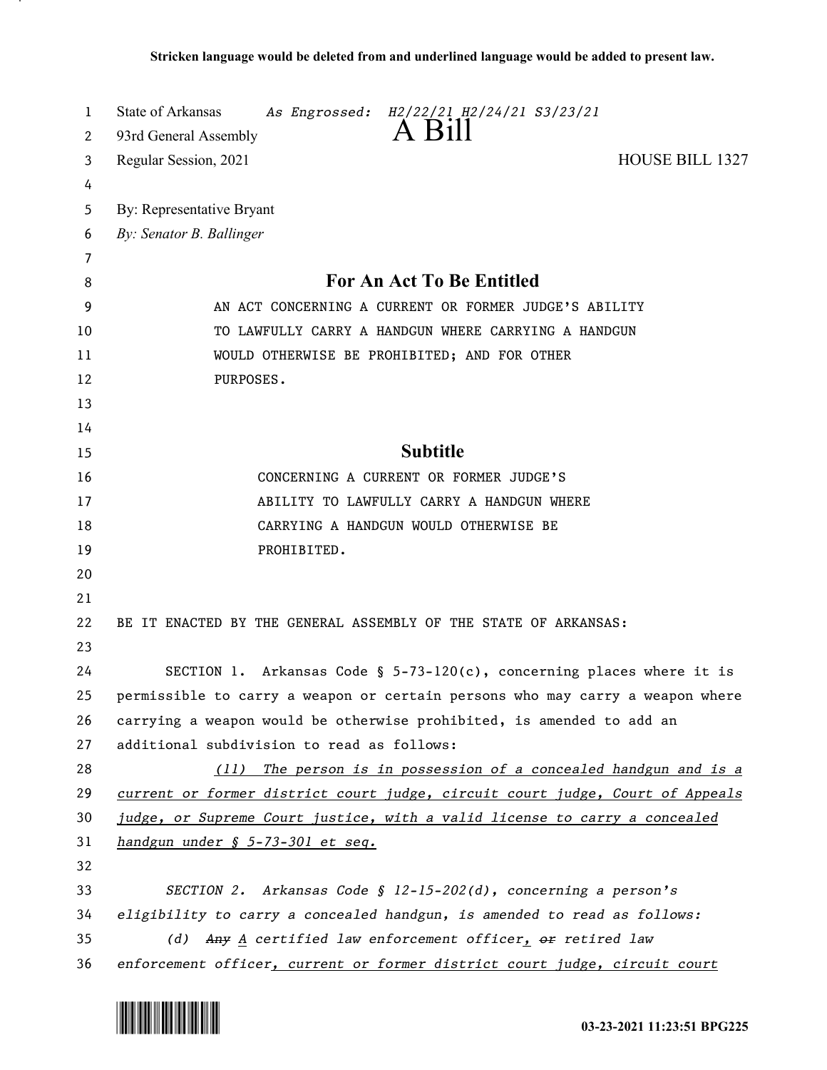**Stricken language would be deleted from and underlined language would be added to present law.**

State of Arkansas *As Engrossed: H2/22/21 H2/24/21 S3/23/21*
93rd General Assembly

# A Bill

Regular Session, 2021 HOUSE BILL 1327

By: Representative Bryant
*By: Senator B. Ballinger*

## For An Act To Be Entitled

AN ACT CONCERNING A CURRENT OR FORMER JUDGE'S ABILITY TO LAWFULLY CARRY A HANDGUN WHERE CARRYING A HANDGUN WOULD OTHERWISE BE PROHIBITED; AND FOR OTHER PURPOSES.

## Subtitle

CONCERNING A CURRENT OR FORMER JUDGE'S ABILITY TO LAWFULLY CARRY A HANDGUN WHERE CARRYING A HANDGUN WOULD OTHERWISE BE PROHIBITED.

BE IT ENACTED BY THE GENERAL ASSEMBLY OF THE STATE OF ARKANSAS:

SECTION 1. Arkansas Code § 5-73-120(c), concerning places where it is permissible to carry a weapon or certain persons who may carry a weapon where carrying a weapon would be otherwise prohibited, is amended to add an additional subdivision to read as follows:

<u>*(11) The person is in possession of a concealed handgun and is a current or former district court judge, circuit court judge, Court of Appeals judge, or Supreme Court justice, with a valid license to carry a concealed handgun under § 5-73-301 et seq.*</u>

*SECTION 2. Arkansas Code § 12-15-202(d), concerning a person's eligibility to carry a concealed handgun, is amended to read as follows:*

*(d) ~~Any~~ <u>A</u> certified law enforcement officer<u>,</u> ~~or~~ retired law enforcement officer<u>, current or former district court judge, circuit court</u>*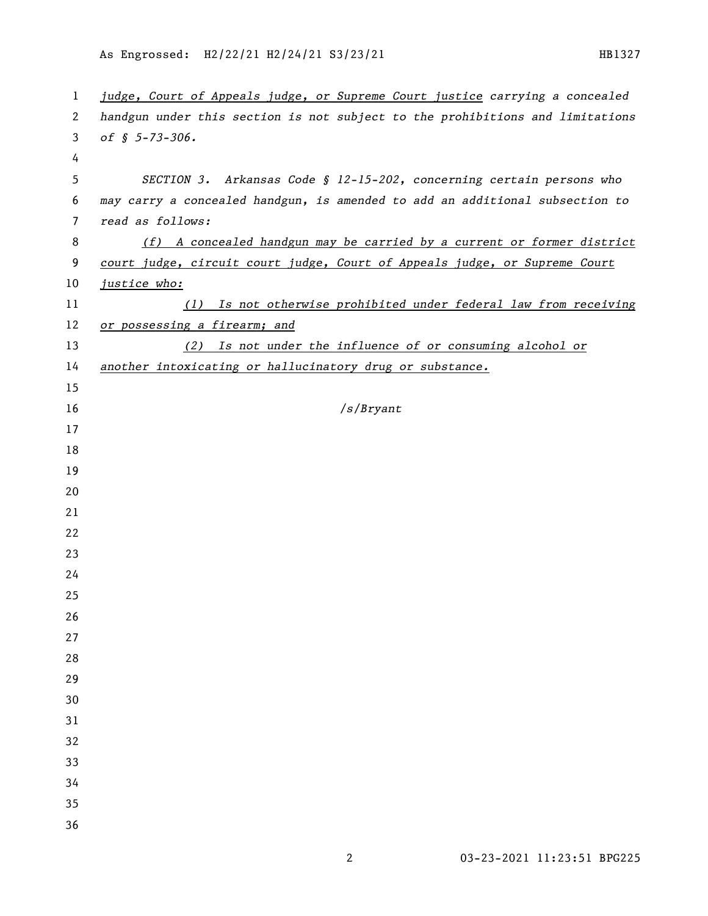*judge, Court of Appeals judge, or Supreme Court justice carrying a concealed handgun under this section is not subject to the prohibitions and limitations of § 5-73-306.*

*SECTION 3. Arkansas Code § 12-15-202, concerning certain persons who may carry a concealed handgun, is amended to add an additional subsection to read as follows:*

*(f) A concealed handgun may be carried by a current or former district court judge, circuit court judge, Court of Appeals judge, or Supreme Court justice who:*

*(1) Is not otherwise prohibited under federal law from receiving or possessing a firearm; and*

*(2) Is not under the influence of or consuming alcohol or another intoxicating or hallucinatory drug or substance.*

/s/Bryant